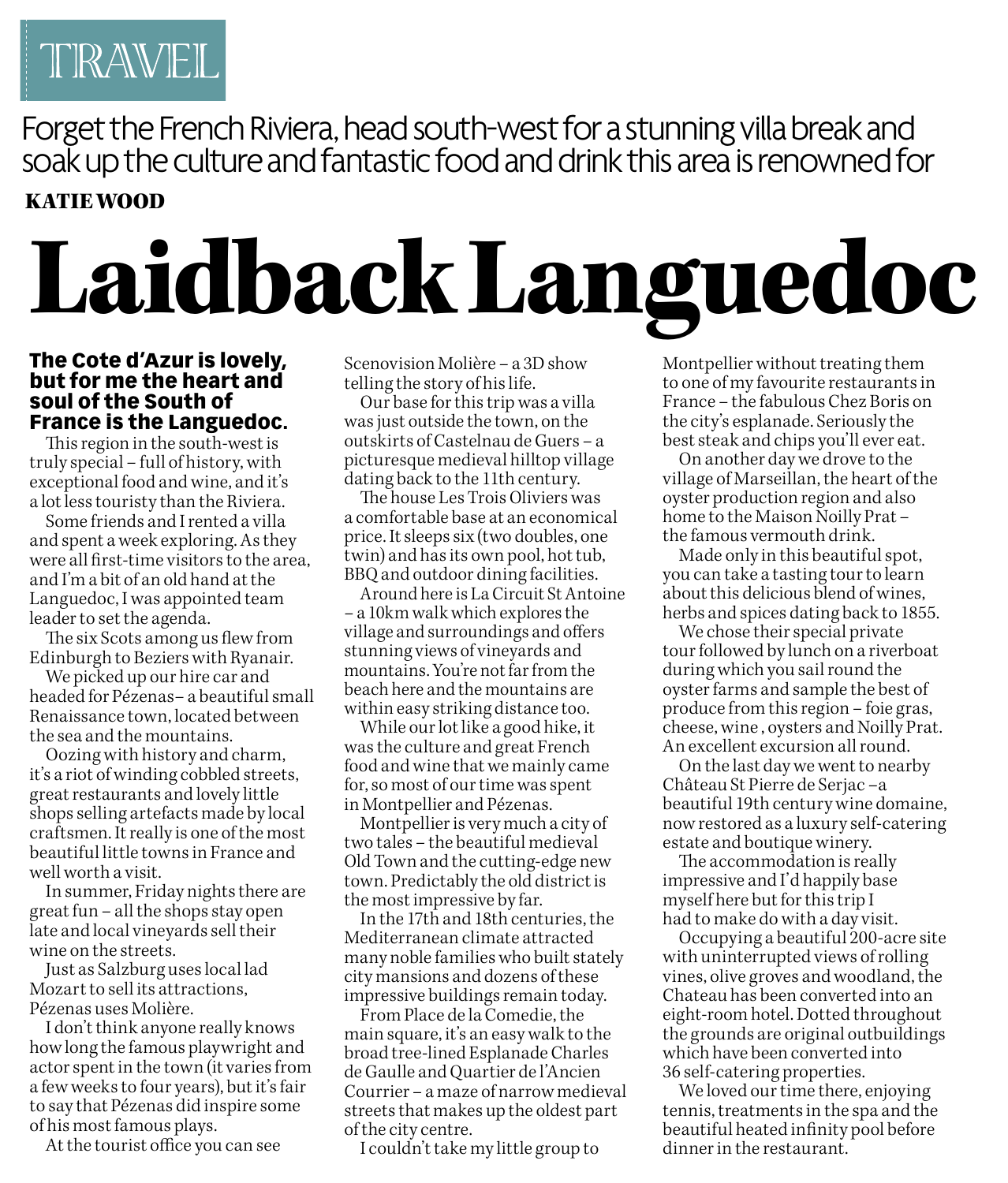TRAVEL

Forget the French Riviera, head south-west for a stunning villa break and soak up the culture and fantastic food and drink this area is renowned for

**KATIE WOOD**

# Laidback Languedoc

**The Cote d'Azur is lovely, but for me the heart and soul of the South of France is the Languedoc.**

This region in the south-west is truly special – full of history, with exceptional food and wine, and it's a lot less touristy than the Riviera.

Some friends and I rented a villa and spent a week exploring. As they were all first-time visitors to the area, and I'm a bit of an old hand at the Languedoc, I was appointed team leader to set the agenda.

The six Scots among us flew from Edinburgh to Beziers with Ryanair.

We picked up our hire car and headed for Pézenas– a beautiful small Renaissance town, located between the sea and the mountains.

Oozing with history and charm, it's a riot of winding cobbled streets, great restaurants and lovely little shops selling artefacts made by local craftsmen. It really is one of the most beautiful little towns in France and well worth a visit.

In summer, Friday nights there are great fun – all the shops stay open late and local vineyards sell their wine on the streets.

Just as Salzburg uses local lad Mozart to sell its attractions, Pézenas uses Molière.

I don't think anyone really knows how long the famous playwright and actor spent in the town (it varies from a few weeks to four years), but it's fair to say that Pézenas did inspire some of his most famous plays.

At the tourist office you can see Scenovision Molière – a 3D show telling the story of his life.

Our base for this trip was a villa was just outside the town, on the outskirts of Castelnau de Guers – a picturesque medieval hilltop village dating back to the 11th century.

The house Les Trois Oliviers was a comfortable base at an economical price. It sleeps six (two doubles, one twin) and has its own pool, hot tub, BBQ and outdoor dining facilities.

Around here is La Circuit St Antoine – a 10km walk which explores the village and surroundings and offers stunning views of vineyards and mountains. You're not far from the beach here and the mountains are within easy striking distance too.

While our lot like a good hike, it was the culture and great French food and wine that we mainly came for, so most of our time was spent in Montpellier and Pézenas.

Montpellier is very much a city of two tales – the beautiful medieval Old Town and the cutting-edge new town. Predictably the old district is the most impressive by far.

In the 17th and 18th centuries, the Mediterranean climate attracted many noble families who built stately city mansions and dozens of these impressive buildings remain today.

From Place de la Comedie, the main square, it's an easy walk to the broad tree-lined Esplanade Charles de Gaulle and Quartier de l'Ancien Courrier – a maze of narrow medieval streets that makes up the oldest part of the city centre.

I couldn't take my little group to Montpellier without treating them to one of my favourite restaurants in France – the fabulous Chez Boris on the city's esplanade. Seriously the best steak and chips you'll ever eat.

On another day we drove to the village of Marseillan, the heart of the oyster production region and also home to the Maison Noilly Prat – the famous vermouth drink.

Made only in this beautiful spot, you can take a tasting tour to learn about this delicious blend of wines, herbs and spices dating back to 1855.

We chose their special private tour followed by lunch on a riverboat during which you sail round the oyster farms and sample the best of produce from this region – foie gras, cheese, wine , oysters and Noilly Prat. An excellent excursion all round.

On the last day we went to nearby Château St Pierre de Serjac –a beautiful 19th century wine domaine, now restored as a luxury self-catering estate and boutique winery.

The accommodation is really impressive and I'd happily base myself here but for this trip I had to make do with a day visit.

Occupying a beautiful 200-acre site with uninterrupted views of rolling vines, olive groves and woodland, the Chateau has been converted into an eight-room hotel. Dotted throughout the grounds are original outbuildings which have been converted into 36 self-catering properties.

We loved our time there, enjoying tennis, treatments in the spa and the beautiful heated infinity pool before dinner in the restaurant.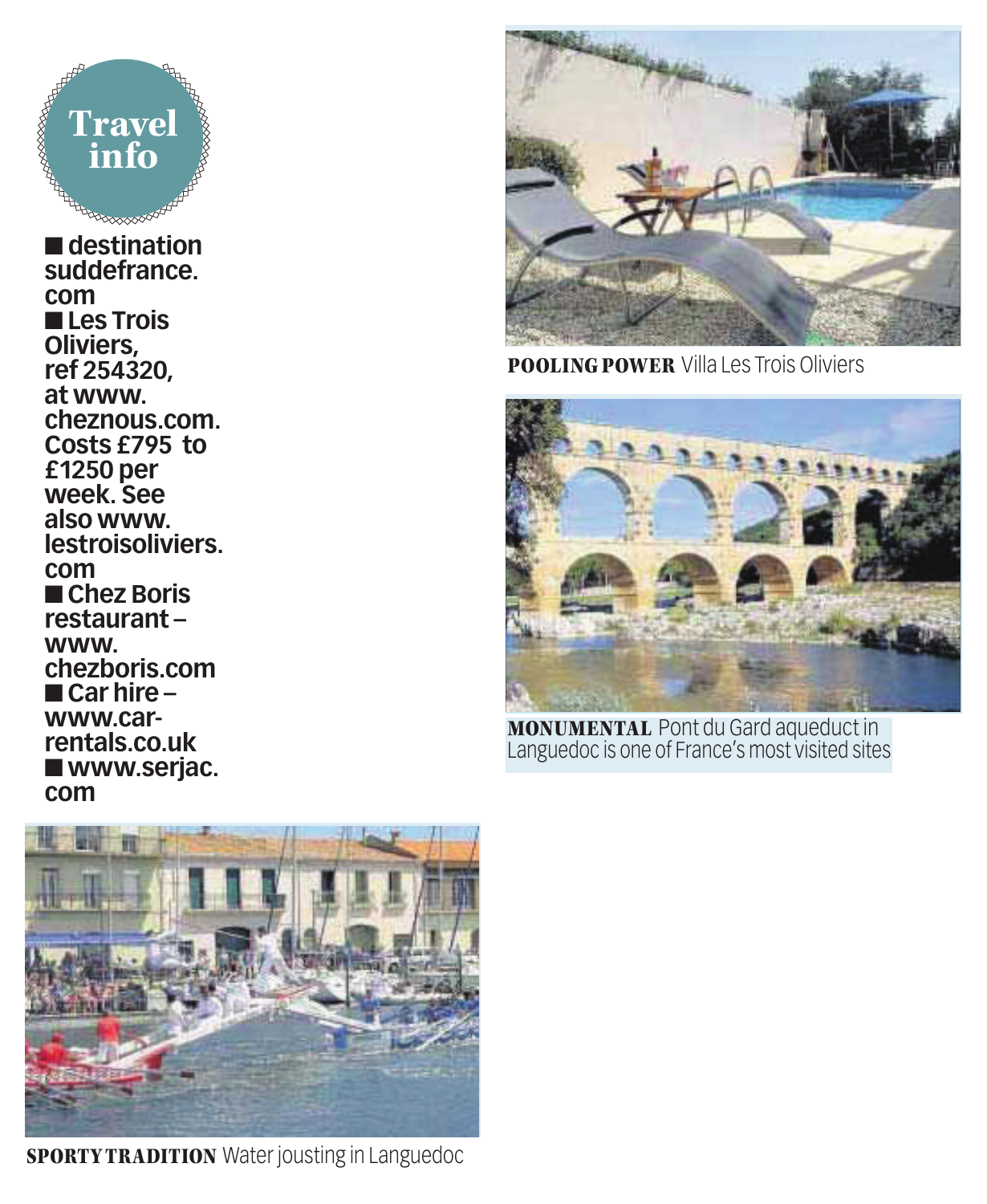## Travel info

- destination suddefrance.com
- Les Trois Oliviers, ref 254320, at www.cheznous.com. Costs £795 to £1250 per week. See also www.lestroisoliviers.com
- Chez Boris restaurant – www.chezboris.com
- Car hire – www.car-rentals.co.uk
- www.serjac.com

**POOLING POWER** Villa Les Trois Oliviers

**MONUMENTAL** Pont du Gard aqueduct in Languedoc is one of France's most visited sites

**SPORTY TRADITION** Water jousting in Languedoc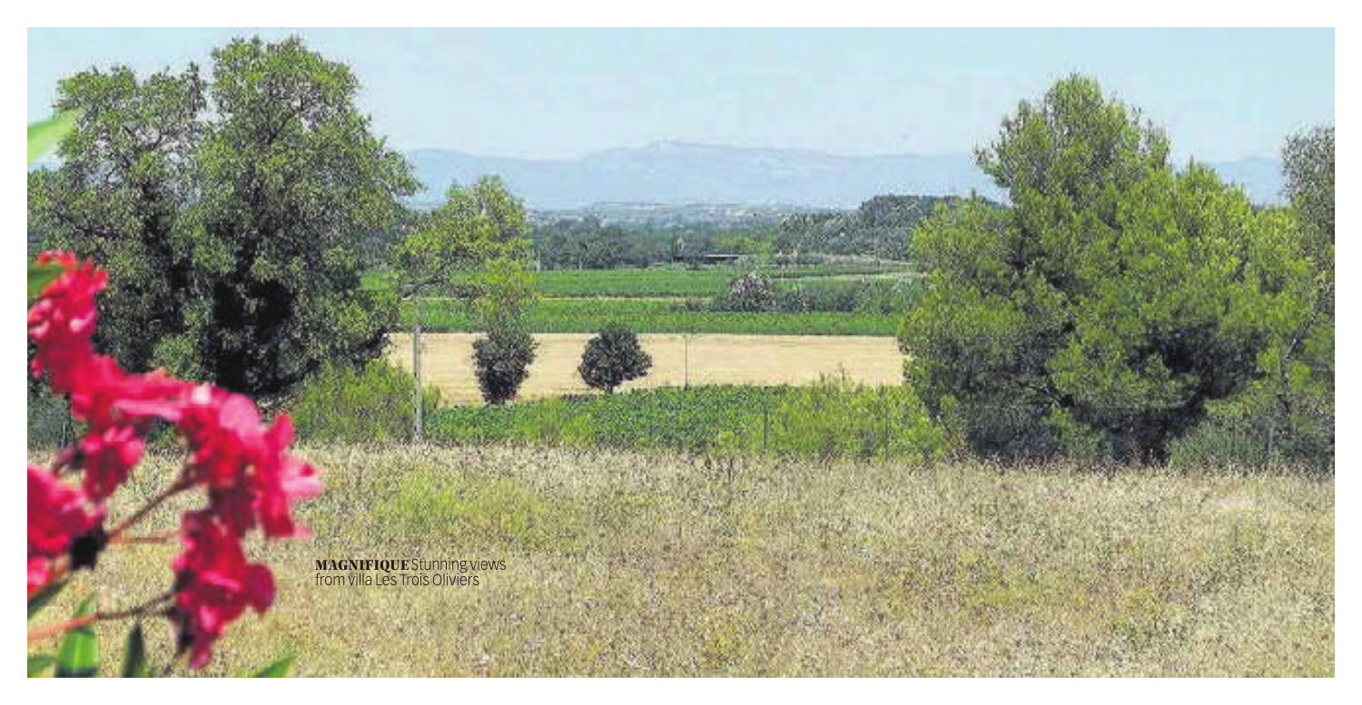**MAGNIFIQUE** Stunning views from villa Les Trois Oliviers